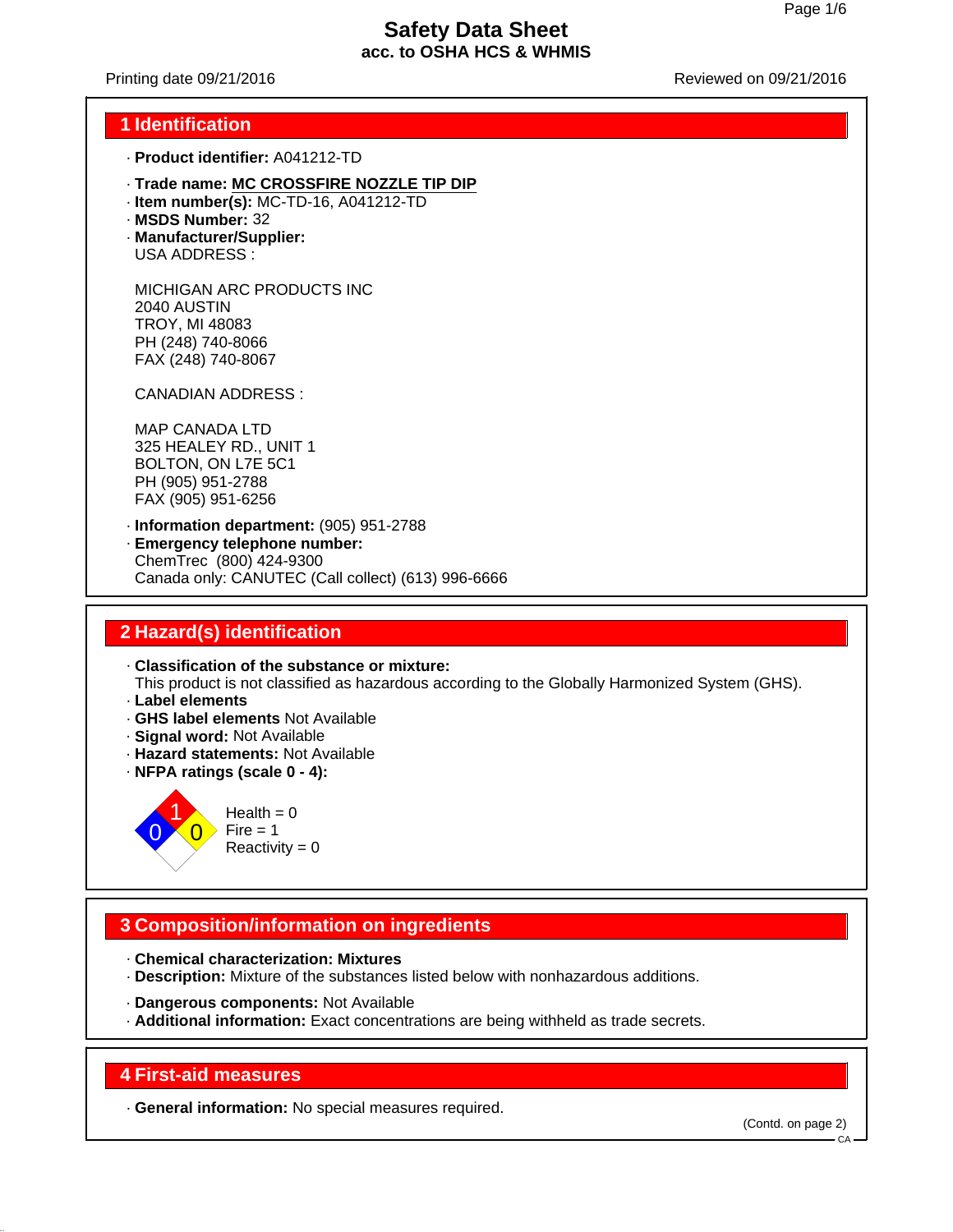# Safety Data Sheet
## acc. to OSHA HCS & WHMIS

Printing date 09/21/2016 | Reviewed on 09/21/2016

## 1 Identification

· **Product identifier:** A041212-TD

· **Trade name:** **MC CROSSFIRE NOZZLE TIP DIP**
· **Item number(s):** MC-TD-16, A041212-TD
· **MSDS Number:** 32
· **Manufacturer/Supplier:**
USA ADDRESS :

MICHIGAN ARC PRODUCTS INC
2040 AUSTIN
TROY, MI 48083
PH (248) 740-8066
FAX (248) 740-8067

CANADIAN ADDRESS :

MAP CANADA LTD
325 HEALEY RD., UNIT 1
BOLTON, ON L7E 5C1
PH (905) 951-2788
FAX (905) 951-6256

· **Information department:** (905) 951-2788
· **Emergency telephone number:**
ChemTrec (800) 424-9300
Canada only: CANUTEC (Call collect) (613) 996-6666

## 2 Hazard(s) identification

· **Classification of the substance or mixture:**
This product is not classified as hazardous according to the Globally Harmonized System (GHS).
· **Label elements**
· **GHS label elements** Not Available
· **Signal word:** Not Available
· **Hazard statements:** Not Available
· **NFPA ratings (scale 0 - 4):**

Health = 0
Fire = 1
Reactivity = 0

## 3 Composition/information on ingredients

· **Chemical characterization: Mixtures**
· **Description:** Mixture of the substances listed below with nonhazardous additions.

· **Dangerous components:** Not Available
· **Additional information:** Exact concentrations are being withheld as trade secrets.

## 4 First-aid measures

· **General information:** No special measures required.

(Contd. on page 2)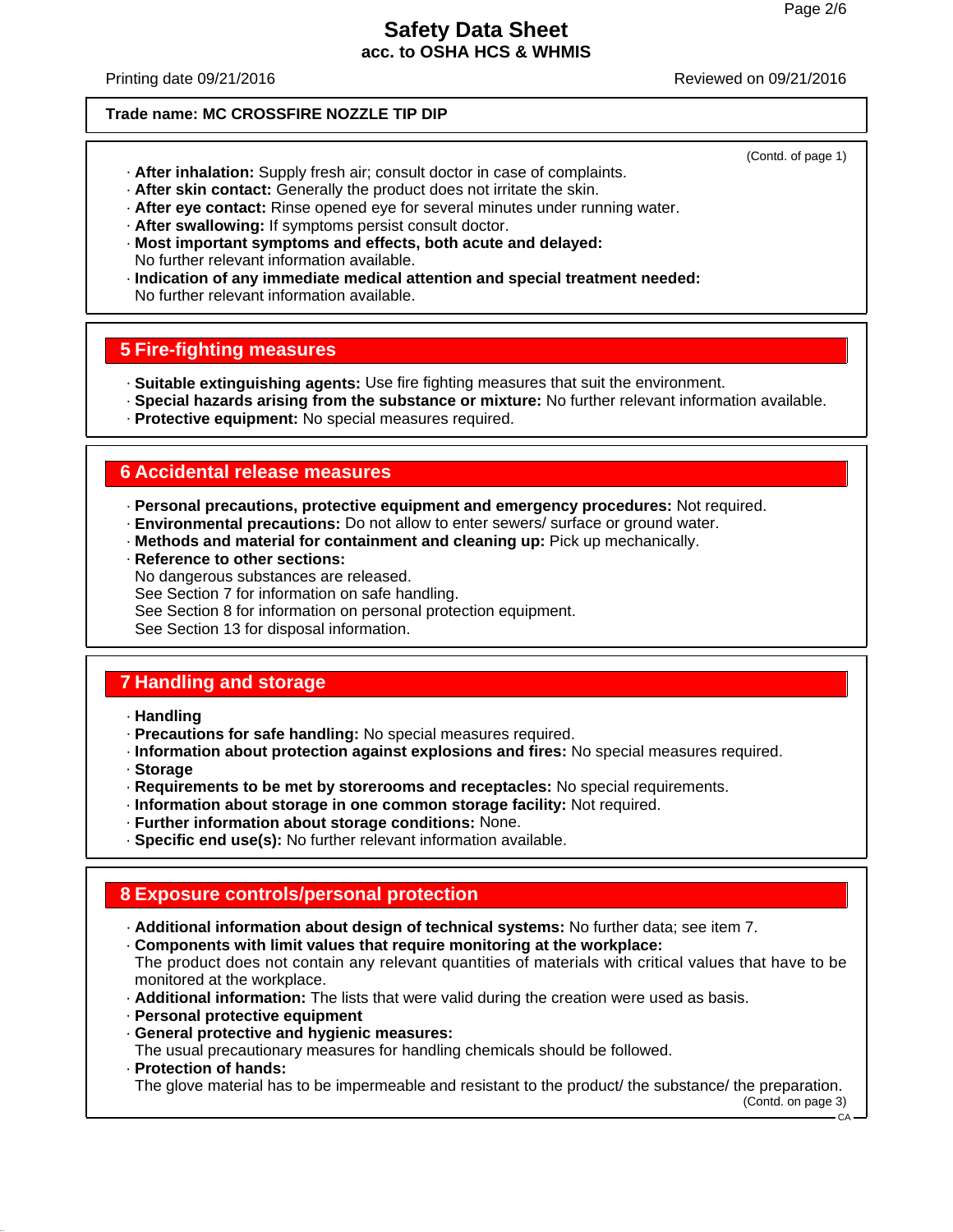**Trade name: MC CROSSFIRE NOZZLE TIP DIP**

(Contd. of page 1)

· **After inhalation:** Supply fresh air; consult doctor in case of complaints.
· **After skin contact:** Generally the product does not irritate the skin.
· **After eye contact:** Rinse opened eye for several minutes under running water.
· **After swallowing:** If symptoms persist consult doctor.
· **Most important symptoms and effects, both acute and delayed:**
No further relevant information available.
· **Indication of any immediate medical attention and special treatment needed:**
No further relevant information available.

## 5 Fire-fighting measures

· **Suitable extinguishing agents:** Use fire fighting measures that suit the environment.
· **Special hazards arising from the substance or mixture:** No further relevant information available.
· **Protective equipment:** No special measures required.

## 6 Accidental release measures

· **Personal precautions, protective equipment and emergency procedures:** Not required.
· **Environmental precautions:** Do not allow to enter sewers/ surface or ground water.
· **Methods and material for containment and cleaning up:** Pick up mechanically.
· **Reference to other sections:**
No dangerous substances are released.
See Section 7 for information on safe handling.
See Section 8 for information on personal protection equipment.
See Section 13 for disposal information.

## 7 Handling and storage

· **Handling**
· **Precautions for safe handling:** No special measures required.
· **Information about protection against explosions and fires:** No special measures required.
· **Storage**
· **Requirements to be met by storerooms and receptacles:** No special requirements.
· **Information about storage in one common storage facility:** Not required.
· **Further information about storage conditions:** None.
· **Specific end use(s):** No further relevant information available.

## 8 Exposure controls/personal protection

· **Additional information about design of technical systems:** No further data; see item 7.
· **Components with limit values that require monitoring at the workplace:**
The product does not contain any relevant quantities of materials with critical values that have to be monitored at the workplace.
· **Additional information:** The lists that were valid during the creation were used as basis.
· **Personal protective equipment**
· **General protective and hygienic measures:**
The usual precautionary measures for handling chemicals should be followed.
· **Protection of hands:**
The glove material has to be impermeable and resistant to the product/ the substance/ the preparation.

(Contd. on page 3)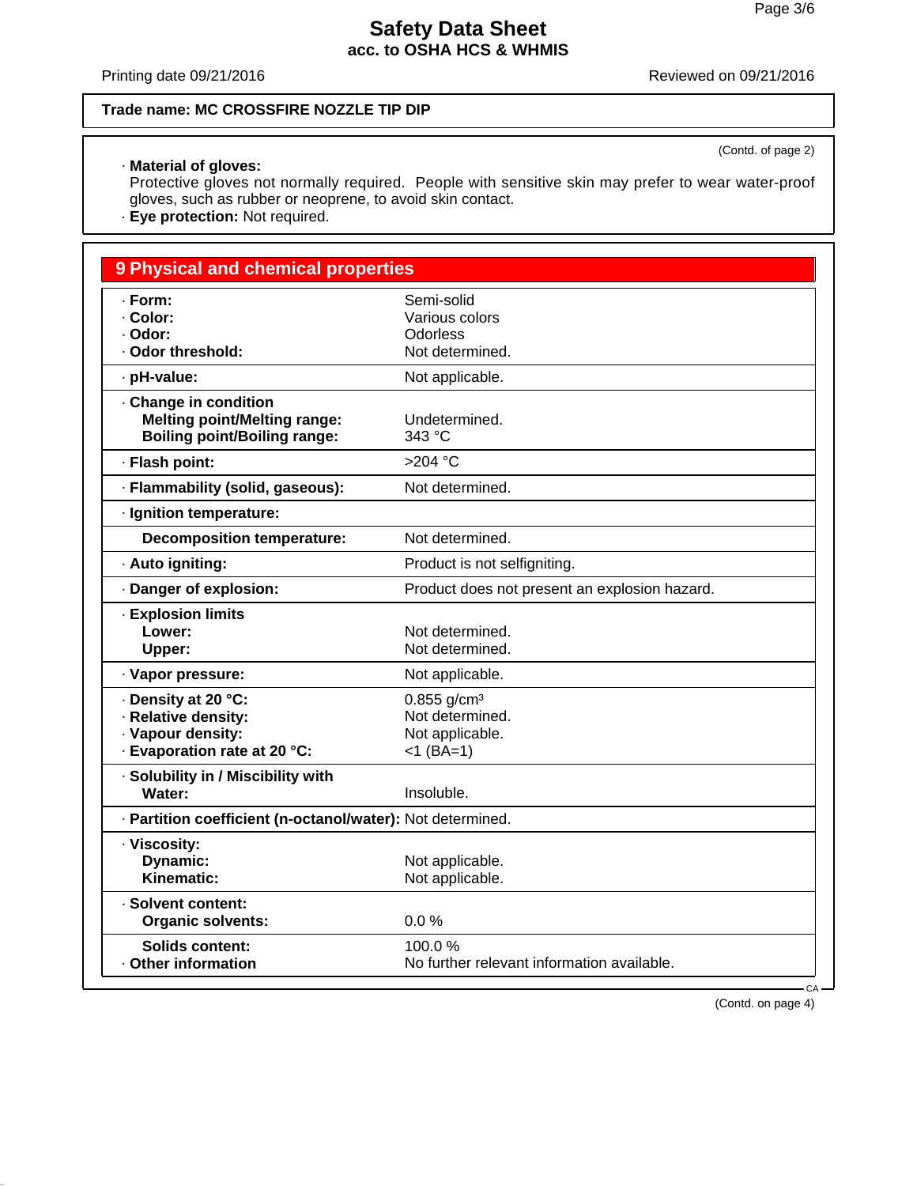Trade name: MC CROSSFIRE NOZZLE TIP DIP

(Contd. of page 2)

· **Material of gloves:**
Protective gloves not normally required. People with sensitive skin may prefer to wear water-proof gloves, such as rubber or neoprene, to avoid skin contact.
· **Eye protection:** Not required.

## 9 Physical and chemical properties

| | |
|---|---|
| · **Form:** | Semi-solid |
| · **Color:** | Various colors |
| · **Odor:** | Odorless |
| · **Odor threshold:** | Not determined. |
| · **pH-value:** | Not applicable. |
| · **Change in condition** | |
| **Melting point/Melting range:** | Undetermined. |
| **Boiling point/Boiling range:** | 343 °C |
| · **Flash point:** | >204 °C |
| · **Flammability (solid, gaseous):** | Not determined. |
| · **Ignition temperature:** | |
| **Decomposition temperature:** | Not determined. |
| · **Auto igniting:** | Product is not selfigniting. |
| · **Danger of explosion:** | Product does not present an explosion hazard. |
| · **Explosion limits** | |
| **Lower:** | Not determined. |
| **Upper:** | Not determined. |
| · **Vapor pressure:** | Not applicable. |
| · **Density at 20 °C:** | 0.855 g/cm³ |
| · **Relative density:** | Not determined. |
| · **Vapour density:** | Not applicable. |
| · **Evaporation rate at 20 °C:** | <1 (BA=1) |
| · **Solubility in / Miscibility with** | |
| **Water:** | Insoluble. |
| · **Partition coefficient (n-octanol/water):** | Not determined. |
| · **Viscosity:** | |
| **Dynamic:** | Not applicable. |
| **Kinematic:** | Not applicable. |
| · **Solvent content:** | |
| **Organic solvents:** | 0.0 % |
| **Solids content:** | 100.0 % |
| · **Other information** | No further relevant information available. |

(Contd. on page 4)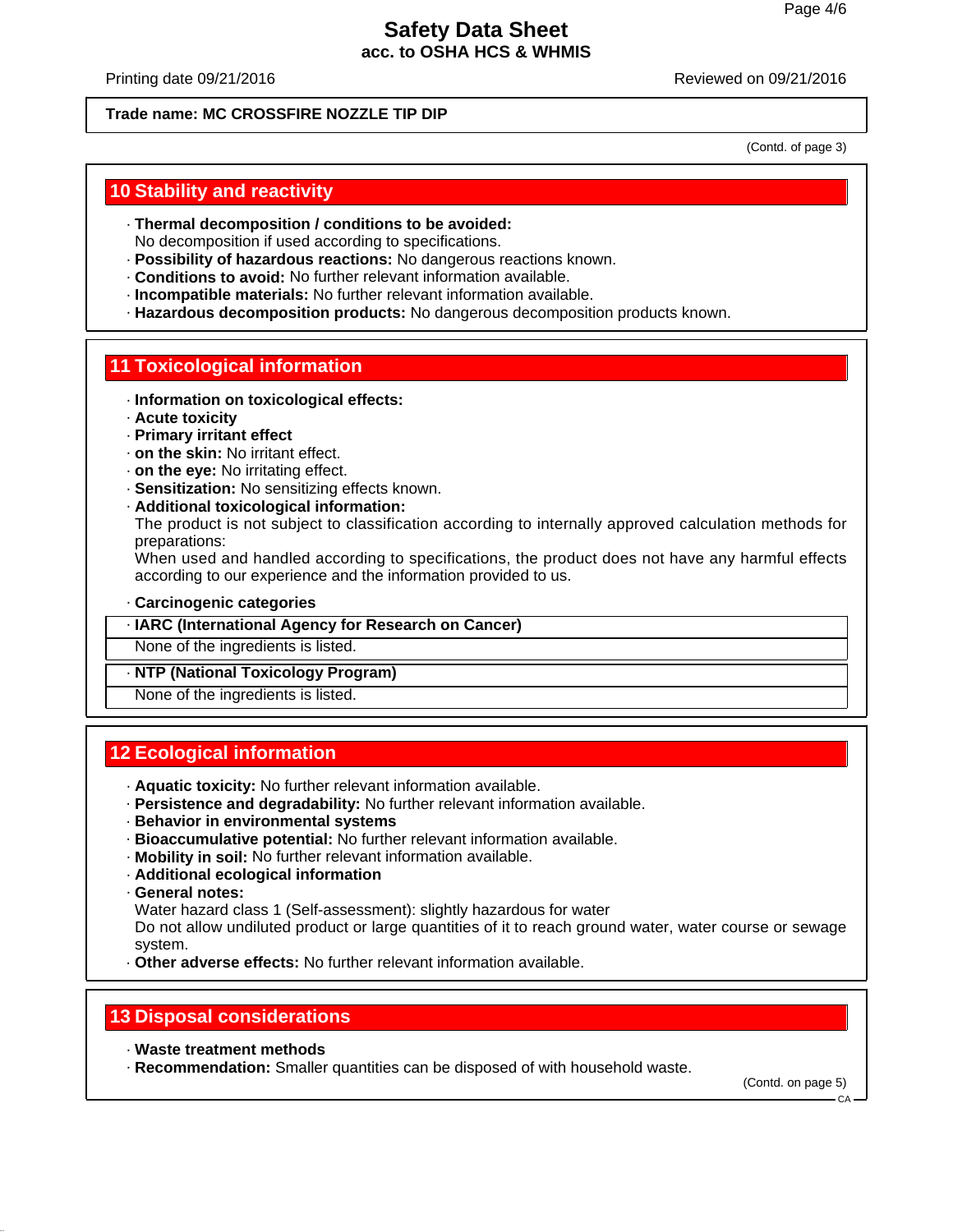**Trade name: MC CROSSFIRE NOZZLE TIP DIP**

(Contd. of page 3)

## 10 Stability and reactivity

- **Thermal decomposition / conditions to be avoided:**
  No decomposition if used according to specifications.
- **Possibility of hazardous reactions:** No dangerous reactions known.
- **Conditions to avoid:** No further relevant information available.
- **Incompatible materials:** No further relevant information available.
- **Hazardous decomposition products:** No dangerous decomposition products known.

## 11 Toxicological information

- **Information on toxicological effects:**
- **Acute toxicity**
- **Primary irritant effect**
- **on the skin:** No irritant effect.
- **on the eye:** No irritating effect.
- **Sensitization:** No sensitizing effects known.
- **Additional toxicological information:**
  The product is not subject to classification according to internally approved calculation methods for preparations:
  When used and handled according to specifications, the product does not have any harmful effects according to our experience and the information provided to us.

- **Carcinogenic categories**

| · IARC (International Agency for Research on Cancer) |
|---|
| None of the ingredients is listed. |

| · NTP (National Toxicology Program) |
|---|
| None of the ingredients is listed. |

## 12 Ecological information

- **Aquatic toxicity:** No further relevant information available.
- **Persistence and degradability:** No further relevant information available.
- **Behavior in environmental systems**
- **Bioaccumulative potential:** No further relevant information available.
- **Mobility in soil:** No further relevant information available.
- **Additional ecological information**
- **General notes:**
  Water hazard class 1 (Self-assessment): slightly hazardous for water
  Do not allow undiluted product or large quantities of it to reach ground water, water course or sewage system.
- **Other adverse effects:** No further relevant information available.

## 13 Disposal considerations

- **Waste treatment methods**
- **Recommendation:** Smaller quantities can be disposed of with household waste.

(Contd. on page 5)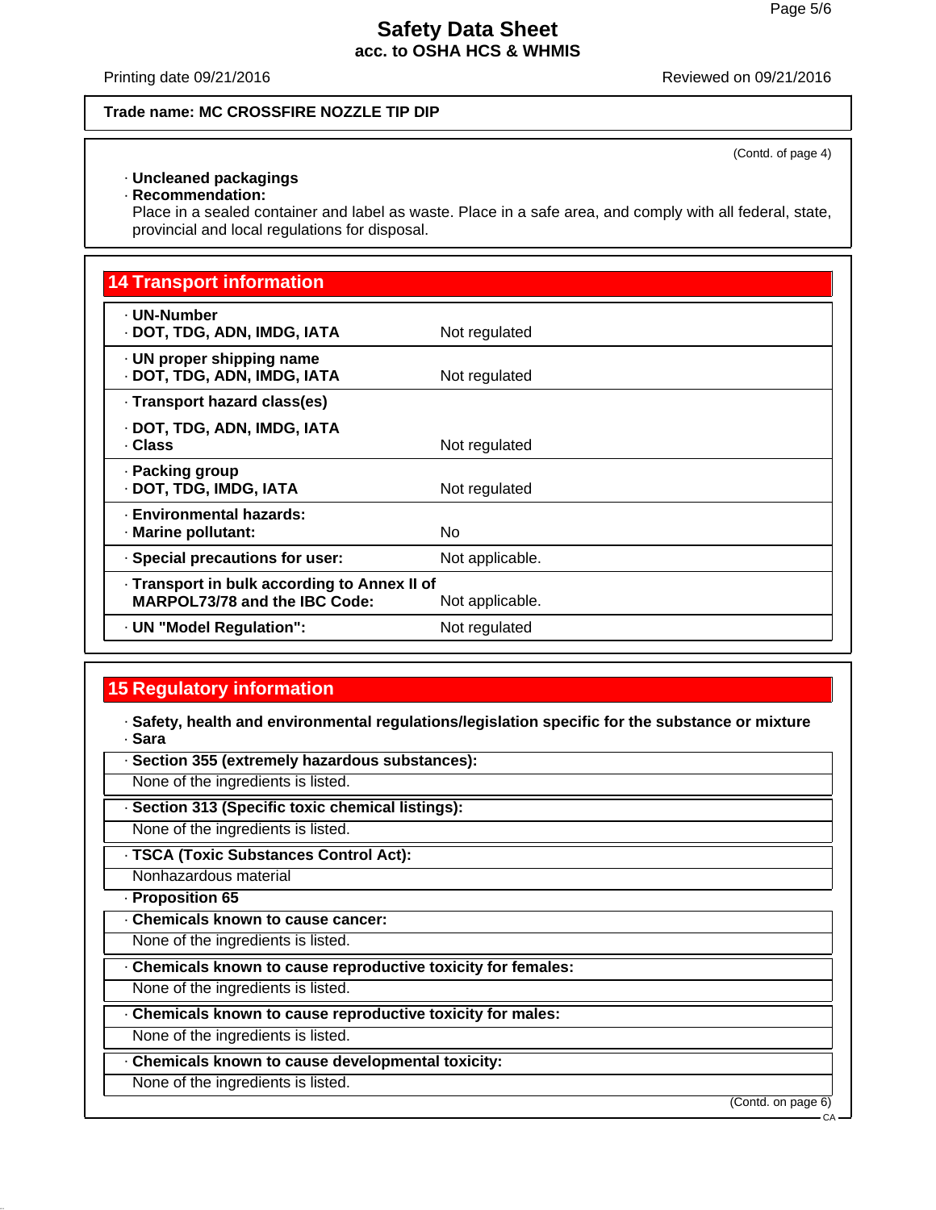Trade name: MC CROSSFIRE NOZZLE TIP DIP

(Contd. of page 4)

· **Uncleaned packagings**
· **Recommendation:**
Place in a sealed container and label as waste. Place in a safe area, and comply with all federal, state, provincial and local regulations for disposal.

## 14 Transport information

| | |
|---|---|
| · **UN-Number**<br>· **DOT, TDG, ADN, IMDG, IATA** | Not regulated |
| · **UN proper shipping name**<br>· **DOT, TDG, ADN, IMDG, IATA** | Not regulated |
| · **Transport hazard class(es)**<br>· **DOT, TDG, ADN, IMDG, IATA**<br>· **Class** | Not regulated |
| · **Packing group**<br>· **DOT, TDG, IMDG, IATA** | Not regulated |
| · **Environmental hazards:**<br>· **Marine pollutant:** | No |
| · **Special precautions for user:** | Not applicable. |
| · **Transport in bulk according to Annex II of MARPOL73/78 and the IBC Code:** | Not applicable. |
| · **UN "Model Regulation":** | Not regulated |

## 15 Regulatory information

· **Safety, health and environmental regulations/legislation specific for the substance or mixture**
· **Sara**

· **Section 355 (extremely hazardous substances):**
None of the ingredients is listed.

· **Section 313 (Specific toxic chemical listings):**
None of the ingredients is listed.

· **TSCA (Toxic Substances Control Act):**
Nonhazardous material

· **Proposition 65**

· **Chemicals known to cause cancer:**
None of the ingredients is listed.

· **Chemicals known to cause reproductive toxicity for females:**
None of the ingredients is listed.

· **Chemicals known to cause reproductive toxicity for males:**
None of the ingredients is listed.

· **Chemicals known to cause developmental toxicity:**
None of the ingredients is listed.

(Contd. on page 6)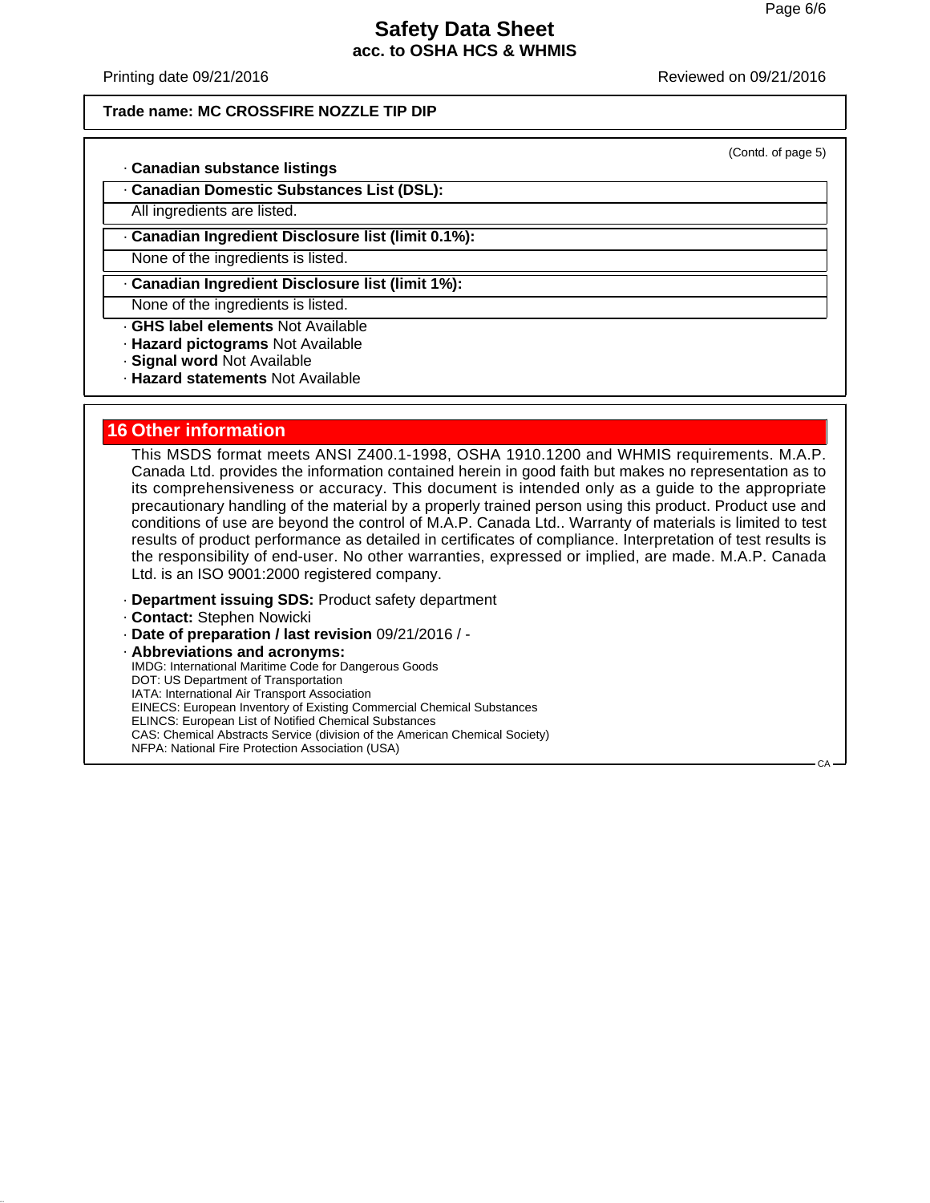(Contd. of page 5)

· **Canadian substance listings**

· **Canadian Domestic Substances List (DSL):**

All ingredients are listed.

· **Canadian Ingredient Disclosure list (limit 0.1%):**

None of the ingredients is listed.

· **Canadian Ingredient Disclosure list (limit 1%):**

None of the ingredients is listed.

· **GHS label elements** Not Available
· **Hazard pictograms** Not Available
· **Signal word** Not Available
· **Hazard statements** Not Available

## 16 Other information

This MSDS format meets ANSI Z400.1-1998, OSHA 1910.1200 and WHMIS requirements. M.A.P. Canada Ltd. provides the information contained herein in good faith but makes no representation as to its comprehensiveness or accuracy. This document is intended only as a guide to the appropriate precautionary handling of the material by a properly trained person using this product. Product use and conditions of use are beyond the control of M.A.P. Canada Ltd.. Warranty of materials is limited to test results of product performance as detailed in certificates of compliance. Interpretation of test results is the responsibility of end-user. No other warranties, expressed or implied, are made. M.A.P. Canada Ltd. is an ISO 9001:2000 registered company.

· **Department issuing SDS:** Product safety department
· **Contact:** Stephen Nowicki
· **Date of preparation / last revision** 09/21/2016 / -
· **Abbreviations and acronyms:**
IMDG: International Maritime Code for Dangerous Goods
DOT: US Department of Transportation
IATA: International Air Transport Association
EINECS: European Inventory of Existing Commercial Chemical Substances
ELINCS: European List of Notified Chemical Substances
CAS: Chemical Abstracts Service (division of the American Chemical Society)
NFPA: National Fire Protection Association (USA)